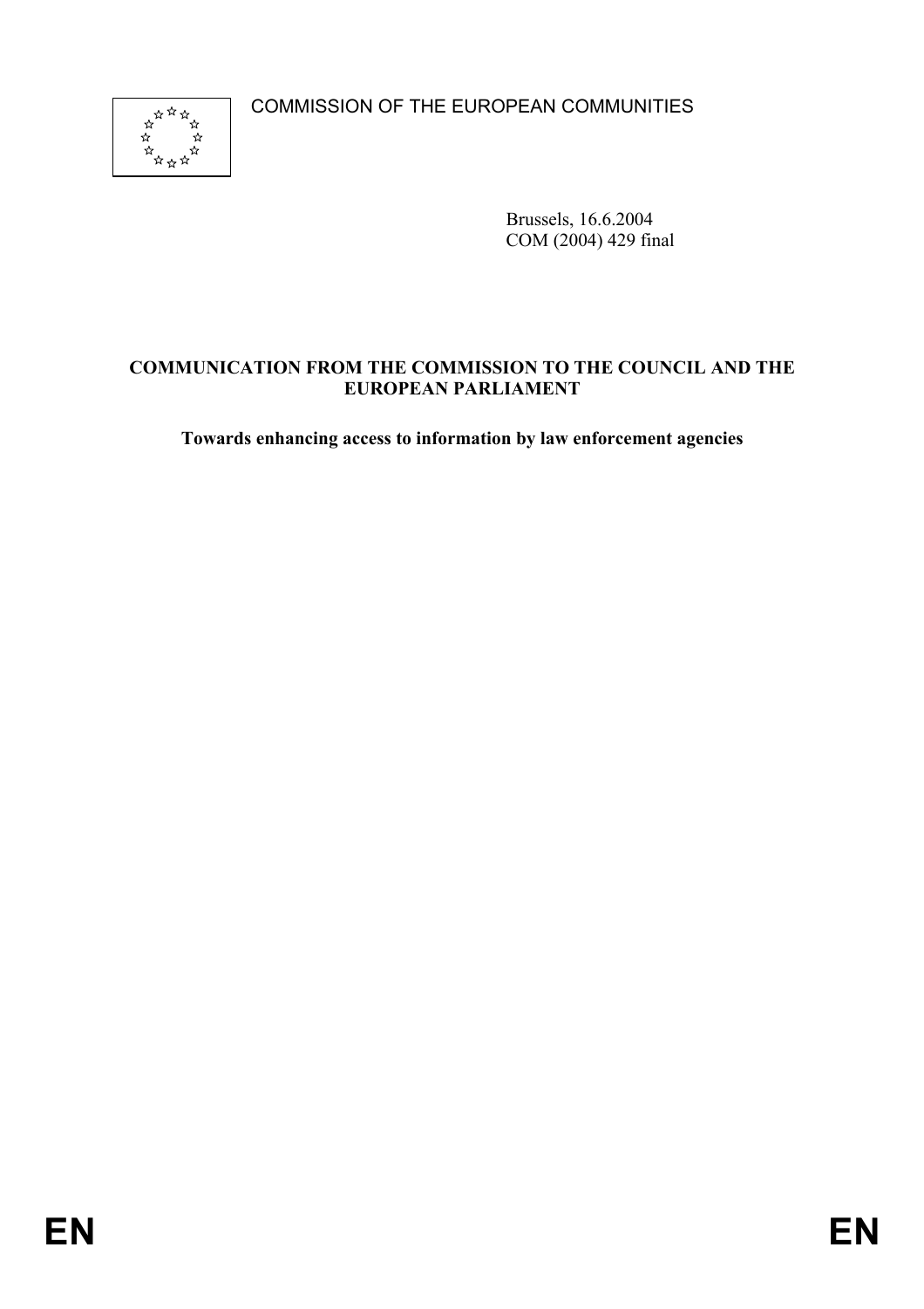COMMISSION OF THE EUROPEAN COMMUNITIES

Brussels, 16.6.2004
COM (2004) 429 final

**COMMUNICATION FROM THE COMMISSION TO THE COUNCIL AND THE EUROPEAN PARLIAMENT**

**Towards enhancing access to information by law enforcement agencies**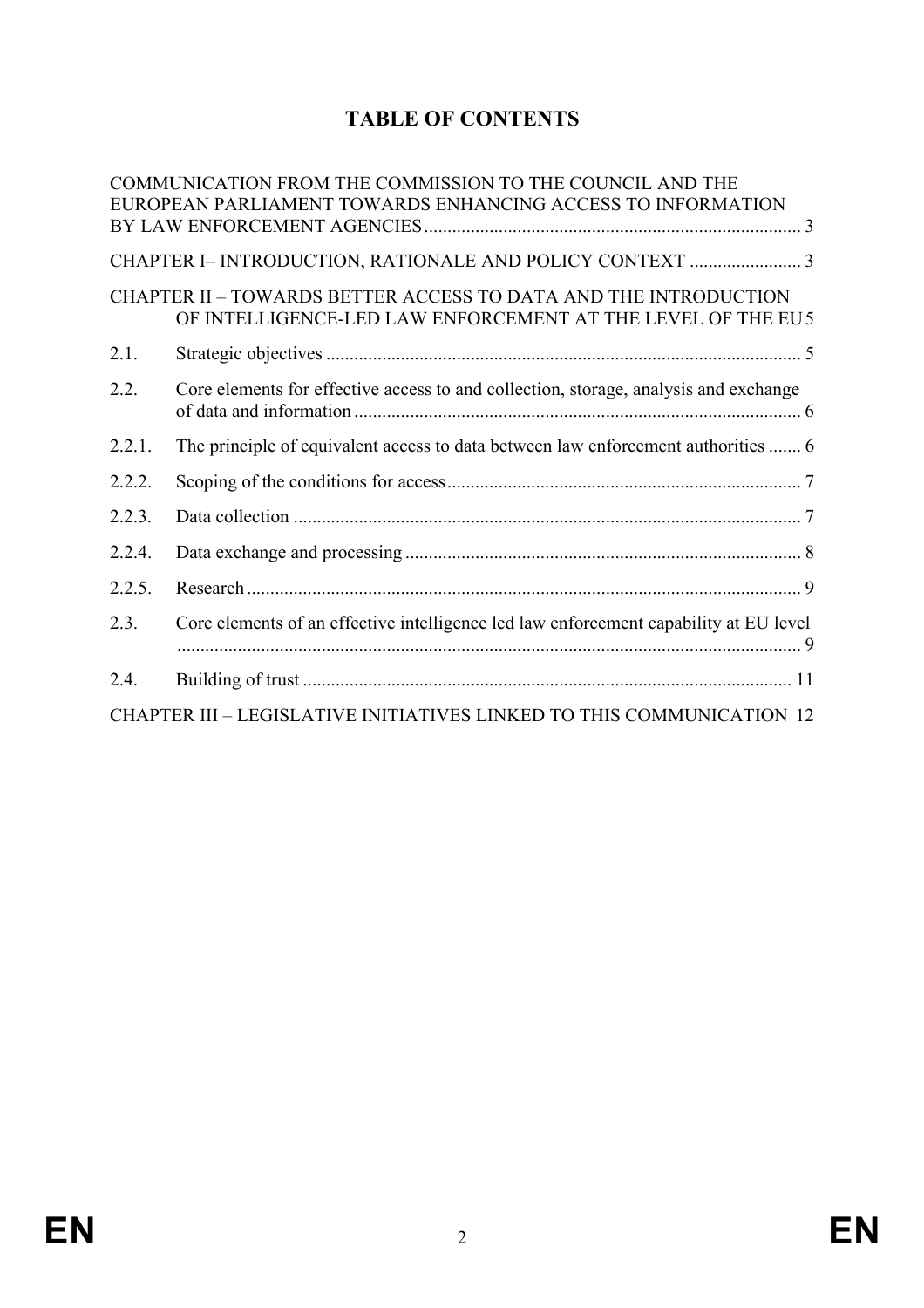# TABLE OF CONTENTS

COMMUNICATION FROM THE COMMISSION TO THE COUNCIL AND THE EUROPEAN PARLIAMENT TOWARDS ENHANCING ACCESS TO INFORMATION BY LAW ENFORCEMENT AGENCIES ........ 3

CHAPTER I– INTRODUCTION, RATIONALE AND POLICY CONTEXT ........ 3

CHAPTER II – TOWARDS BETTER ACCESS TO DATA AND THE INTRODUCTION OF INTELLIGENCE-LED LAW ENFORCEMENT AT THE LEVEL OF THE EU 5

2.1. Strategic objectives ........ 5

2.2. Core elements for effective access to and collection, storage, analysis and exchange of data and information ........ 6

2.2.1. The principle of equivalent access to data between law enforcement authorities ........ 6

2.2.2. Scoping of the conditions for access ........ 7

2.2.3. Data collection ........ 7

2.2.4. Data exchange and processing ........ 8

2.2.5. Research ........ 9

2.3. Core elements of an effective intelligence led law enforcement capability at EU level ........ 9

2.4. Building of trust ........ 11

CHAPTER III – LEGISLATIVE INITIATIVES LINKED TO THIS COMMUNICATION 12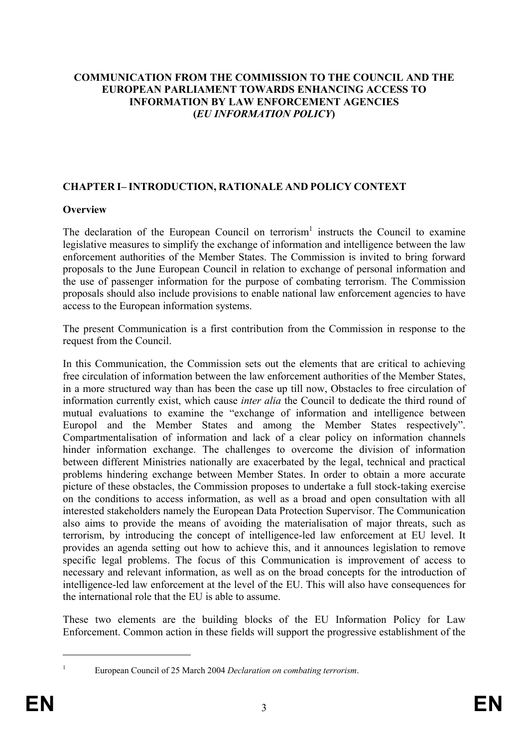**COMMUNICATION FROM THE COMMISSION TO THE COUNCIL AND THE EUROPEAN PARLIAMENT TOWARDS ENHANCING ACCESS TO INFORMATION BY LAW ENFORCEMENT AGENCIES (*EU INFORMATION POLICY*)**

## CHAPTER I– INTRODUCTION, RATIONALE AND POLICY CONTEXT

### Overview

The declaration of the European Council on terrorism[1] instructs the Council to examine legislative measures to simplify the exchange of information and intelligence between the law enforcement authorities of the Member States. The Commission is invited to bring forward proposals to the June European Council in relation to exchange of personal information and the use of passenger information for the purpose of combating terrorism. The Commission proposals should also include provisions to enable national law enforcement agencies to have access to the European information systems.

The present Communication is a first contribution from the Commission in response to the request from the Council.

In this Communication, the Commission sets out the elements that are critical to achieving free circulation of information between the law enforcement authorities of the Member States, in a more structured way than has been the case up till now, Obstacles to free circulation of information currently exist, which cause *inter alia* the Council to dedicate the third round of mutual evaluations to examine the "exchange of information and intelligence between Europol and the Member States and among the Member States respectively". Compartmentalisation of information and lack of a clear policy on information channels hinder information exchange. The challenges to overcome the division of information between different Ministries nationally are exacerbated by the legal, technical and practical problems hindering exchange between Member States. In order to obtain a more accurate picture of these obstacles, the Commission proposes to undertake a full stock-taking exercise on the conditions to access information, as well as a broad and open consultation with all interested stakeholders namely the European Data Protection Supervisor. The Communication also aims to provide the means of avoiding the materialisation of major threats, such as terrorism, by introducing the concept of intelligence-led law enforcement at EU level. It provides an agenda setting out how to achieve this, and it announces legislation to remove specific legal problems. The focus of this Communication is improvement of access to necessary and relevant information, as well as on the broad concepts for the introduction of intelligence-led law enforcement at the level of the EU. This will also have consequences for the international role that the EU is able to assume.

These two elements are the building blocks of the EU Information Policy for Law Enforcement. Common action in these fields will support the progressive establishment of the

[1] European Council of 25 March 2004 *Declaration on combating terrorism*.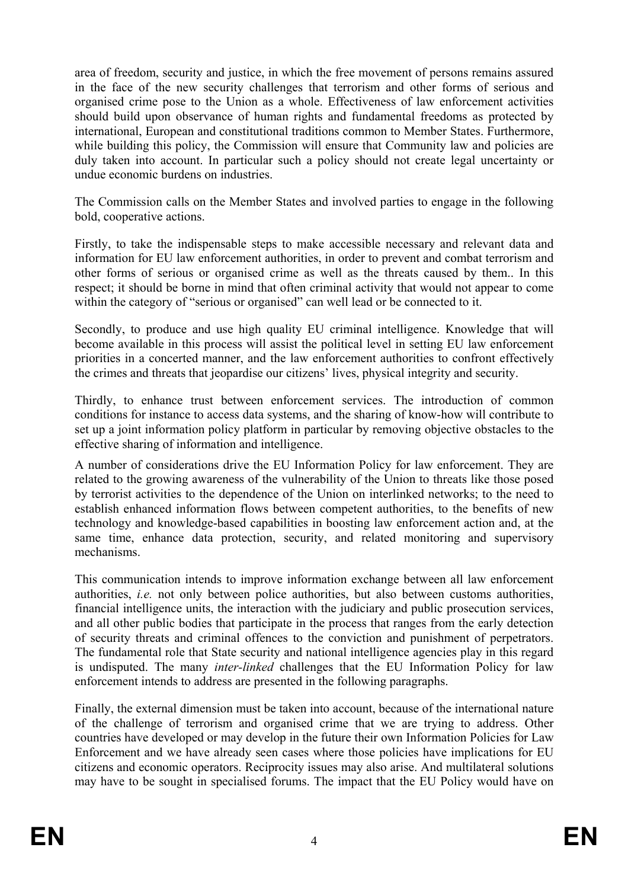area of freedom, security and justice, in which the free movement of persons remains assured in the face of the new security challenges that terrorism and other forms of serious and organised crime pose to the Union as a whole. Effectiveness of law enforcement activities should build upon observance of human rights and fundamental freedoms as protected by international, European and constitutional traditions common to Member States. Furthermore, while building this policy, the Commission will ensure that Community law and policies are duly taken into account. In particular such a policy should not create legal uncertainty or undue economic burdens on industries.

The Commission calls on the Member States and involved parties to engage in the following bold, cooperative actions.

Firstly, to take the indispensable steps to make accessible necessary and relevant data and information for EU law enforcement authorities, in order to prevent and combat terrorism and other forms of serious or organised crime as well as the threats caused by them.. In this respect; it should be borne in mind that often criminal activity that would not appear to come within the category of "serious or organised" can well lead or be connected to it.

Secondly, to produce and use high quality EU criminal intelligence. Knowledge that will become available in this process will assist the political level in setting EU law enforcement priorities in a concerted manner, and the law enforcement authorities to confront effectively the crimes and threats that jeopardise our citizens' lives, physical integrity and security.

Thirdly, to enhance trust between enforcement services. The introduction of common conditions for instance to access data systems, and the sharing of know-how will contribute to set up a joint information policy platform in particular by removing objective obstacles to the effective sharing of information and intelligence.

A number of considerations drive the EU Information Policy for law enforcement. They are related to the growing awareness of the vulnerability of the Union to threats like those posed by terrorist activities to the dependence of the Union on interlinked networks; to the need to establish enhanced information flows between competent authorities, to the benefits of new technology and knowledge-based capabilities in boosting law enforcement action and, at the same time, enhance data protection, security, and related monitoring and supervisory mechanisms.

This communication intends to improve information exchange between all law enforcement authorities, *i.e.* not only between police authorities, but also between customs authorities, financial intelligence units, the interaction with the judiciary and public prosecution services, and all other public bodies that participate in the process that ranges from the early detection of security threats and criminal offences to the conviction and punishment of perpetrators. The fundamental role that State security and national intelligence agencies play in this regard is undisputed. The many *inter-linked* challenges that the EU Information Policy for law enforcement intends to address are presented in the following paragraphs.

Finally, the external dimension must be taken into account, because of the international nature of the challenge of terrorism and organised crime that we are trying to address. Other countries have developed or may develop in the future their own Information Policies for Law Enforcement and we have already seen cases where those policies have implications for EU citizens and economic operators. Reciprocity issues may also arise. And multilateral solutions may have to be sought in specialised forums. The impact that the EU Policy would have on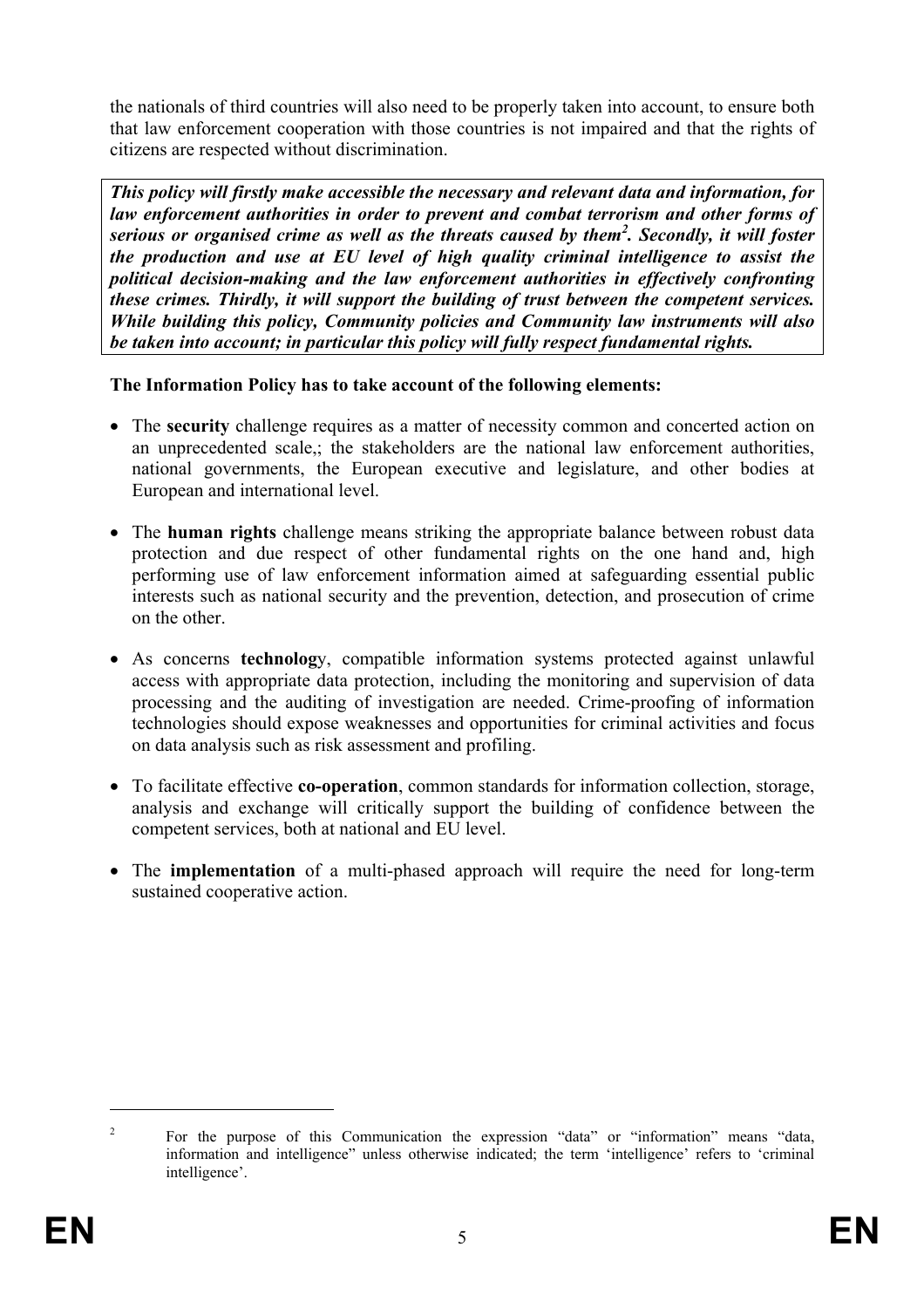the nationals of third countries will also need to be properly taken into account, to ensure both that law enforcement cooperation with those countries is not impaired and that the rights of citizens are respected without discrimination.

***This policy will firstly make accessible the necessary and relevant data and information, for law enforcement authorities in order to prevent and combat terrorism and other forms of serious or organised crime as well as the threats caused by them[2]. Secondly, it will foster the production and use at EU level of high quality criminal intelligence to assist the political decision-making and the law enforcement authorities in effectively confronting these crimes. Thirdly, it will support the building of trust between the competent services. While building this policy, Community policies and Community law instruments will also be taken into account; in particular this policy will fully respect fundamental rights.***

**The Information Policy has to take account of the following elements:**

- The **security** challenge requires as a matter of necessity common and concerted action on an unprecedented scale,; the stakeholders are the national law enforcement authorities, national governments, the European executive and legislature, and other bodies at European and international level.

- The **human rights** challenge means striking the appropriate balance between robust data protection and due respect of other fundamental rights on the one hand and, high performing use of law enforcement information aimed at safeguarding essential public interests such as national security and the prevention, detection, and prosecution of crime on the other.

- As concerns **technolog**y, compatible information systems protected against unlawful access with appropriate data protection, including the monitoring and supervision of data processing and the auditing of investigation are needed. Crime-proofing of information technologies should expose weaknesses and opportunities for criminal activities and focus on data analysis such as risk assessment and profiling.

- To facilitate effective **co-operation**, common standards for information collection, storage, analysis and exchange will critically support the building of confidence between the competent services, both at national and EU level.

- The **implementation** of a multi-phased approach will require the need for long-term sustained cooperative action.

---

[2] For the purpose of this Communication the expression "data" or "information" means "data, information and intelligence" unless otherwise indicated; the term 'intelligence' refers to 'criminal intelligence'.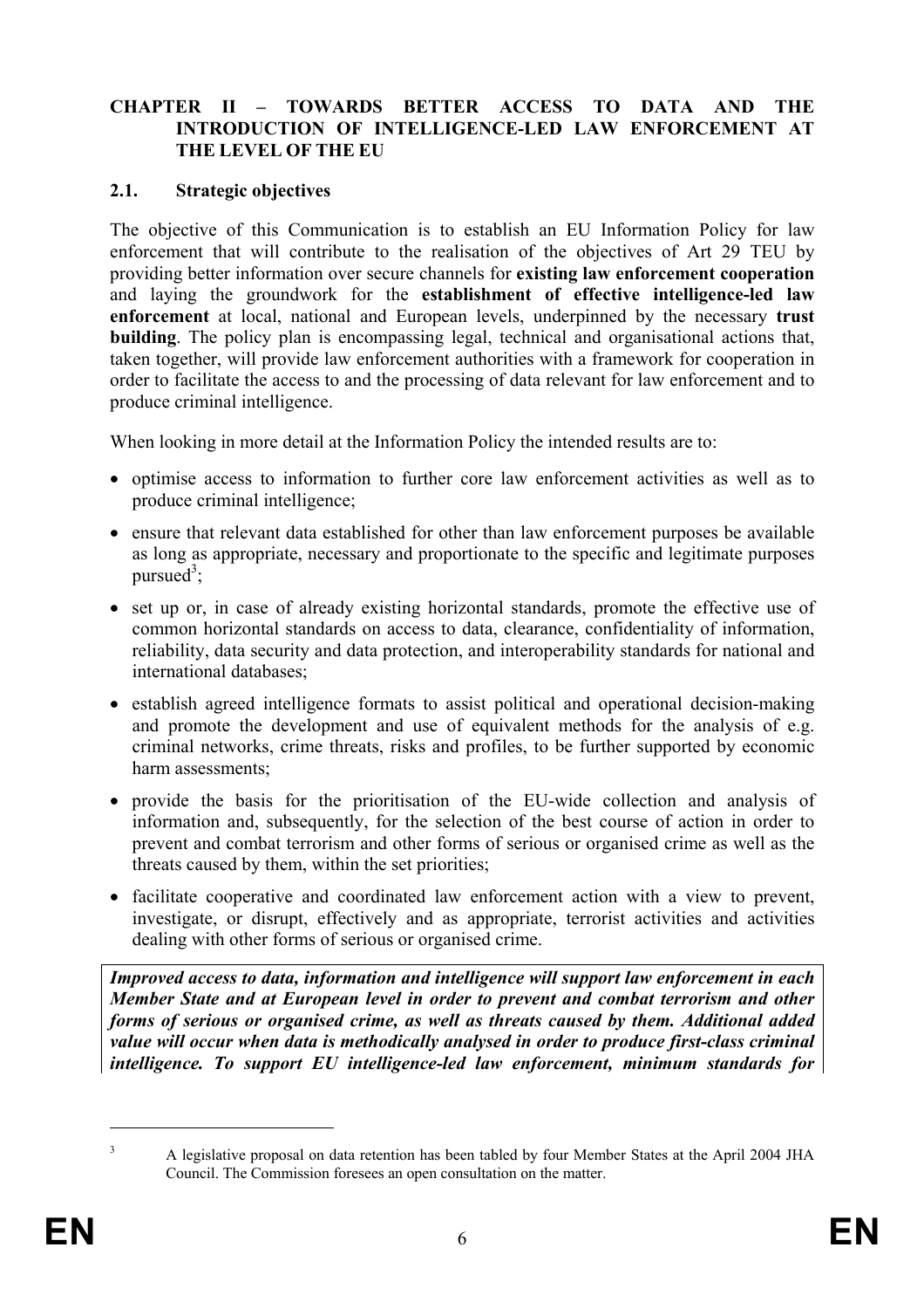## CHAPTER II – TOWARDS BETTER ACCESS TO DATA AND THE INTRODUCTION OF INTELLIGENCE-LED LAW ENFORCEMENT AT THE LEVEL OF THE EU

### 2.1. Strategic objectives

The objective of this Communication is to establish an EU Information Policy for law enforcement that will contribute to the realisation of the objectives of Art 29 TEU by providing better information over secure channels for **existing law enforcement cooperation** and laying the groundwork for the **establishment of effective intelligence-led law enforcement** at local, national and European levels, underpinned by the necessary **trust building**. The policy plan is encompassing legal, technical and organisational actions that, taken together, will provide law enforcement authorities with a framework for cooperation in order to facilitate the access to and the processing of data relevant for law enforcement and to produce criminal intelligence.

When looking in more detail at the Information Policy the intended results are to:

- optimise access to information to further core law enforcement activities as well as to produce criminal intelligence;
- ensure that relevant data established for other than law enforcement purposes be available as long as appropriate, necessary and proportionate to the specific and legitimate purposes pursued[3];
- set up or, in case of already existing horizontal standards, promote the effective use of common horizontal standards on access to data, clearance, confidentiality of information, reliability, data security and data protection, and interoperability standards for national and international databases;
- establish agreed intelligence formats to assist political and operational decision-making and promote the development and use of equivalent methods for the analysis of e.g. criminal networks, crime threats, risks and profiles, to be further supported by economic harm assessments;
- provide the basis for the prioritisation of the EU-wide collection and analysis of information and, subsequently, for the selection of the best course of action in order to prevent and combat terrorism and other forms of serious or organised crime as well as the threats caused by them, within the set priorities;
- facilitate cooperative and coordinated law enforcement action with a view to prevent, investigate, or disrupt, effectively and as appropriate, terrorist activities and activities dealing with other forms of serious or organised crime.

***Improved access to data, information and intelligence will support law enforcement in each Member State and at European level in order to prevent and combat terrorism and other forms of serious or organised crime, as well as threats caused by them. Additional added value will occur when data is methodically analysed in order to produce first-class criminal intelligence. To support EU intelligence-led law enforcement, minimum standards for***

---

[3] A legislative proposal on data retention has been tabled by four Member States at the April 2004 JHA Council. The Commission foresees an open consultation on the matter.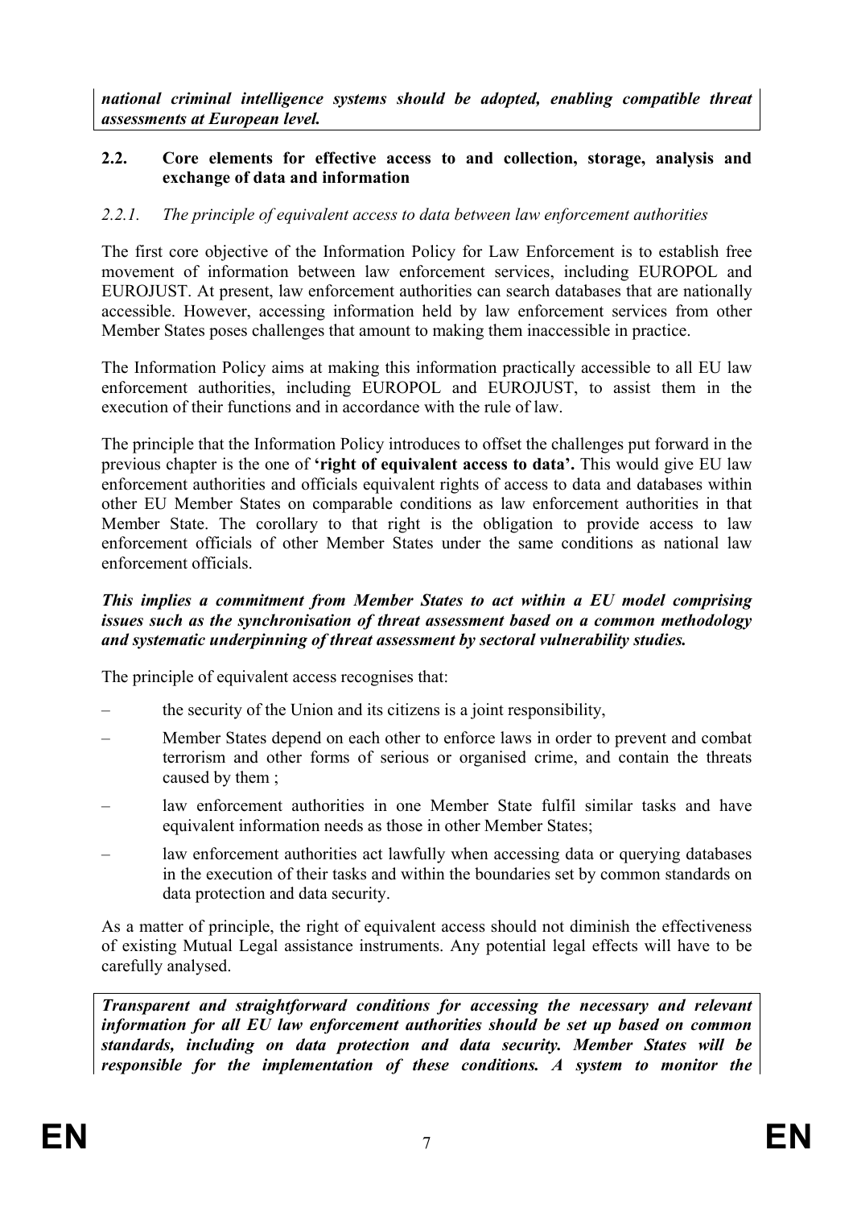***national criminal intelligence systems should be adopted, enabling compatible threat assessments at European level.***

### 2.2. Core elements for effective access to and collection, storage, analysis and exchange of data and information

#### *2.2.1. The principle of equivalent access to data between law enforcement authorities*

The first core objective of the Information Policy for Law Enforcement is to establish free movement of information between law enforcement services, including EUROPOL and EUROJUST. At present, law enforcement authorities can search databases that are nationally accessible. However, accessing information held by law enforcement services from other Member States poses challenges that amount to making them inaccessible in practice.

The Information Policy aims at making this information practically accessible to all EU law enforcement authorities, including EUROPOL and EUROJUST, to assist them in the execution of their functions and in accordance with the rule of law.

The principle that the Information Policy introduces to offset the challenges put forward in the previous chapter is the one of **'right of equivalent access to data'.** This would give EU law enforcement authorities and officials equivalent rights of access to data and databases within other EU Member States on comparable conditions as law enforcement authorities in that Member State. The corollary to that right is the obligation to provide access to law enforcement officials of other Member States under the same conditions as national law enforcement officials.

***This implies a commitment from Member States to act within a EU model comprising issues such as the synchronisation of threat assessment based on a common methodology and systematic underpinning of threat assessment by sectoral vulnerability studies.***

The principle of equivalent access recognises that:

- the security of the Union and its citizens is a joint responsibility,
- Member States depend on each other to enforce laws in order to prevent and combat terrorism and other forms of serious or organised crime, and contain the threats caused by them ;
- law enforcement authorities in one Member State fulfil similar tasks and have equivalent information needs as those in other Member States;
- law enforcement authorities act lawfully when accessing data or querying databases in the execution of their tasks and within the boundaries set by common standards on data protection and data security.

As a matter of principle, the right of equivalent access should not diminish the effectiveness of existing Mutual Legal assistance instruments. Any potential legal effects will have to be carefully analysed.

***Transparent and straightforward conditions for accessing the necessary and relevant information for all EU law enforcement authorities should be set up based on common standards, including on data protection and data security. Member States will be responsible for the implementation of these conditions. A system to monitor the***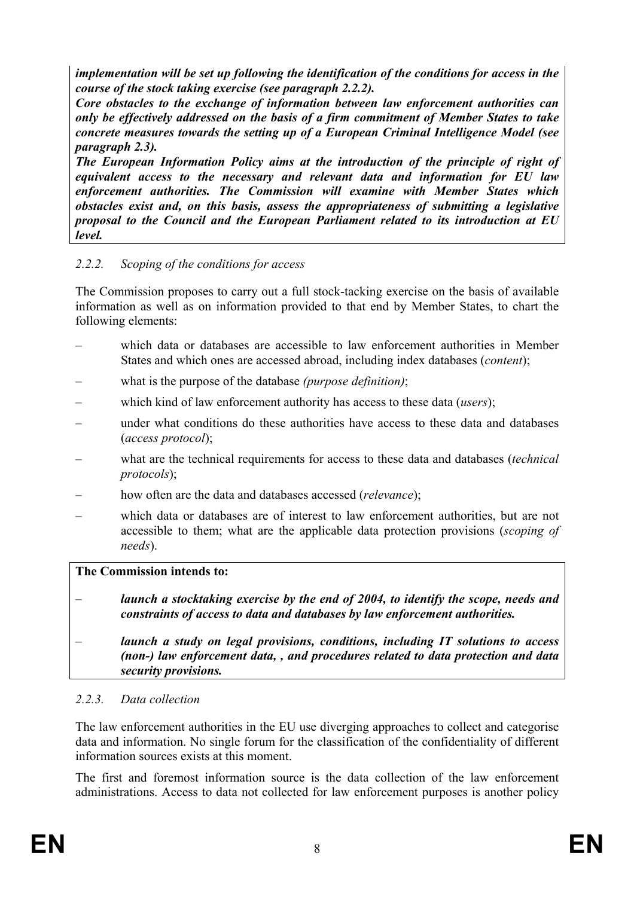***implementation will be set up following the identification of the conditions for access in the course of the stock taking exercise (see paragraph 2.2.2).***

***Core obstacles to the exchange of information between law enforcement authorities can only be effectively addressed on the basis of a firm commitment of Member States to take concrete measures towards the setting up of a European Criminal Intelligence Model (see paragraph 2.3).***

***The European Information Policy aims at the introduction of the principle of right of equivalent access to the necessary and relevant data and information for EU law enforcement authorities. The Commission will examine with Member States which obstacles exist and, on this basis, assess the appropriateness of submitting a legislative proposal to the Council and the European Parliament related to its introduction at EU level.***

#### *2.2.2. Scoping of the conditions for access*

The Commission proposes to carry out a full stock-tacking exercise on the basis of available information as well as on information provided to that end by Member States, to chart the following elements:

– which data or databases are accessible to law enforcement authorities in Member States and which ones are accessed abroad, including index databases (*content*);

– what is the purpose of the database *(purpose definition)*;

– which kind of law enforcement authority has access to these data (*users*);

– under what conditions do these authorities have access to these data and databases (*access protocol*);

– what are the technical requirements for access to these data and databases (*technical protocols*);

– how often are the data and databases accessed (*relevance*);

– which data or databases are of interest to law enforcement authorities, but are not accessible to them; what are the applicable data protection provisions (*scoping of needs*).

**The Commission intends to:**

– ***launch a stocktaking exercise by the end of 2004, to identify the scope, needs and constraints of access to data and databases by law enforcement authorities.***

– ***launch a study on legal provisions, conditions, including IT solutions to access (non-) law enforcement data, , and procedures related to data protection and data security provisions.***

#### *2.2.3. Data collection*

The law enforcement authorities in the EU use diverging approaches to collect and categorise data and information. No single forum for the classification of the confidentiality of different information sources exists at this moment.

The first and foremost information source is the data collection of the law enforcement administrations. Access to data not collected for law enforcement purposes is another policy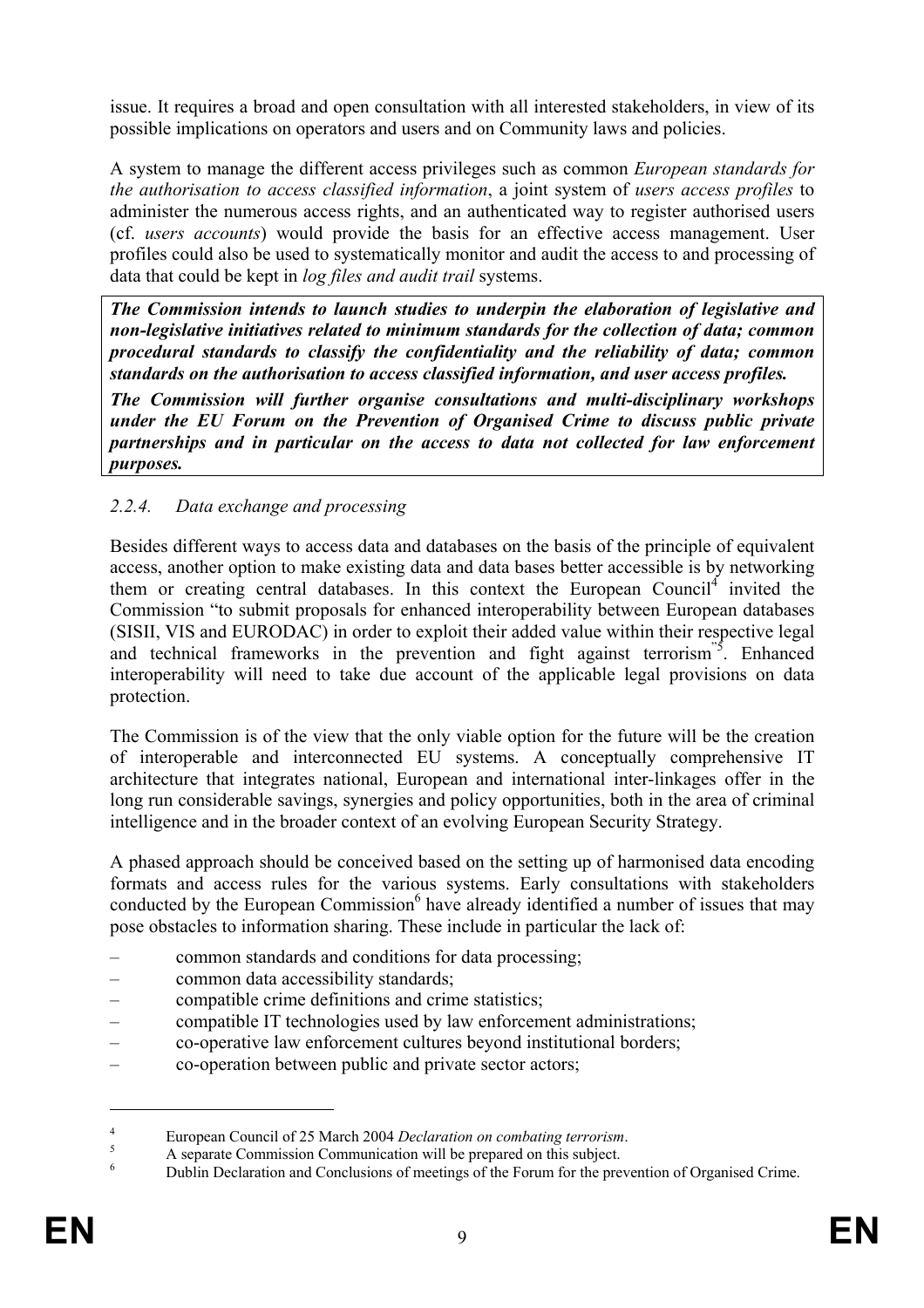issue. It requires a broad and open consultation with all interested stakeholders, in view of its possible implications on operators and users and on Community laws and policies.

A system to manage the different access privileges such as common *European standards for the authorisation to access classified information*, a joint system of *users access profiles* to administer the numerous access rights, and an authenticated way to register authorised users (cf. *users accounts*) would provide the basis for an effective access management. User profiles could also be used to systematically monitor and audit the access to and processing of data that could be kept in *log files and audit trail* systems.

***The Commission intends to launch studies to underpin the elaboration of legislative and non-legislative initiatives related to minimum standards for the collection of data; common procedural standards to classify the confidentiality and the reliability of data; common standards on the authorisation to access classified information, and user access profiles.***

***The Commission will further organise consultations and multi-disciplinary workshops under the EU Forum on the Prevention of Organised Crime to discuss public private partnerships and in particular on the access to data not collected for law enforcement purposes.***

### *2.2.4. Data exchange and processing*

Besides different ways to access data and databases on the basis of the principle of equivalent access, another option to make existing data and data bases better accessible is by networking them or creating central databases. In this context the European Council[4] invited the Commission "to submit proposals for enhanced interoperability between European databases (SISII, VIS and EURODAC) in order to exploit their added value within their respective legal and technical frameworks in the prevention and fight against terrorism"[5]. Enhanced interoperability will need to take due account of the applicable legal provisions on data protection.

The Commission is of the view that the only viable option for the future will be the creation of interoperable and interconnected EU systems. A conceptually comprehensive IT architecture that integrates national, European and international inter-linkages offer in the long run considerable savings, synergies and policy opportunities, both in the area of criminal intelligence and in the broader context of an evolving European Security Strategy.

A phased approach should be conceived based on the setting up of harmonised data encoding formats and access rules for the various systems. Early consultations with stakeholders conducted by the European Commission[6] have already identified a number of issues that may pose obstacles to information sharing. These include in particular the lack of:

- common standards and conditions for data processing;
- common data accessibility standards;
- compatible crime definitions and crime statistics;
- compatible IT technologies used by law enforcement administrations;
- co-operative law enforcement cultures beyond institutional borders;
- co-operation between public and private sector actors;

---

[4] European Council of 25 March 2004 *Declaration on combating terrorism*.

[5] A separate Commission Communication will be prepared on this subject.

[6] Dublin Declaration and Conclusions of meetings of the Forum for the prevention of Organised Crime.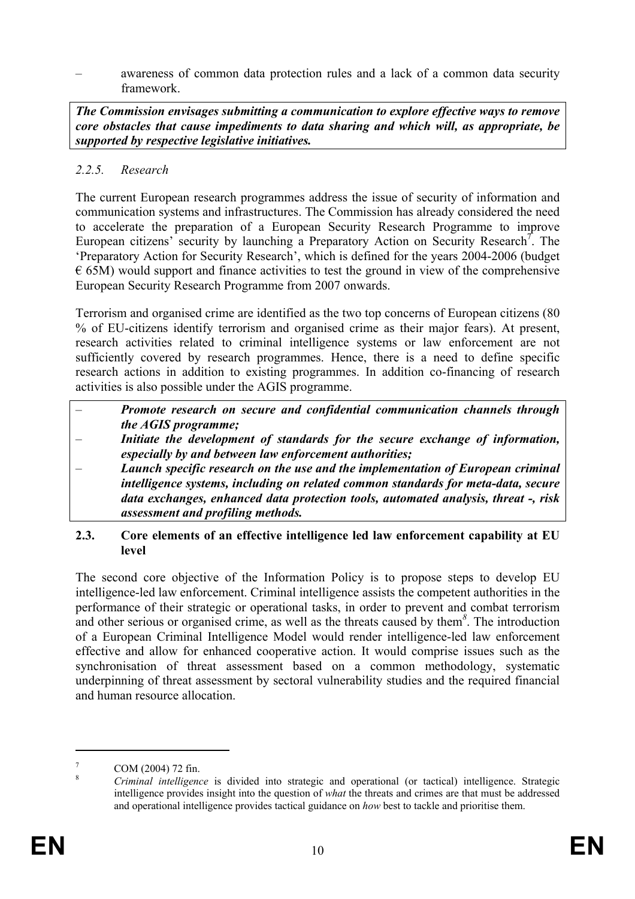– awareness of common data protection rules and a lack of a common data security framework.

***The Commission envisages submitting a communication to explore effective ways to remove core obstacles that cause impediments to data sharing and which will, as appropriate, be supported by respective legislative initiatives.***

#### *2.2.5. Research*

The current European research programmes address the issue of security of information and communication systems and infrastructures. The Commission has already considered the need to accelerate the preparation of a European Security Research Programme to improve European citizens' security by launching a Preparatory Action on Security Research[7]. The 'Preparatory Action for Security Research', which is defined for the years 2004-2006 (budget € 65M) would support and finance activities to test the ground in view of the comprehensive European Security Research Programme from 2007 onwards.

Terrorism and organised crime are identified as the two top concerns of European citizens (80 % of EU-citizens identify terrorism and organised crime as their major fears). At present, research activities related to criminal intelligence systems or law enforcement are not sufficiently covered by research programmes. Hence, there is a need to define specific research actions in addition to existing programmes. In addition co-financing of research activities is also possible under the AGIS programme.

- ***Promote research on secure and confidential communication channels through the AGIS programme;***
- ***Initiate the development of standards for the secure exchange of information, especially by and between law enforcement authorities;***
- ***Launch specific research on the use and the implementation of European criminal intelligence systems, including on related common standards for meta-data, secure data exchanges, enhanced data protection tools, automated analysis, threat -, risk assessment and profiling methods.***

### 2.3. Core elements of an effective intelligence led law enforcement capability at EU level

The second core objective of the Information Policy is to propose steps to develop EU intelligence-led law enforcement. Criminal intelligence assists the competent authorities in the performance of their strategic or operational tasks, in order to prevent and combat terrorism and other serious or organised crime, as well as the threats caused by them[8]. The introduction of a European Criminal Intelligence Model would render intelligence-led law enforcement effective and allow for enhanced cooperative action. It would comprise issues such as the synchronisation of threat assessment based on a common methodology, systematic underpinning of threat assessment by sectoral vulnerability studies and the required financial and human resource allocation.

---

[7] COM (2004) 72 fin.

[8] *Criminal intelligence* is divided into strategic and operational (or tactical) intelligence. Strategic intelligence provides insight into the question of *what* the threats and crimes are that must be addressed and operational intelligence provides tactical guidance on *how* best to tackle and prioritise them.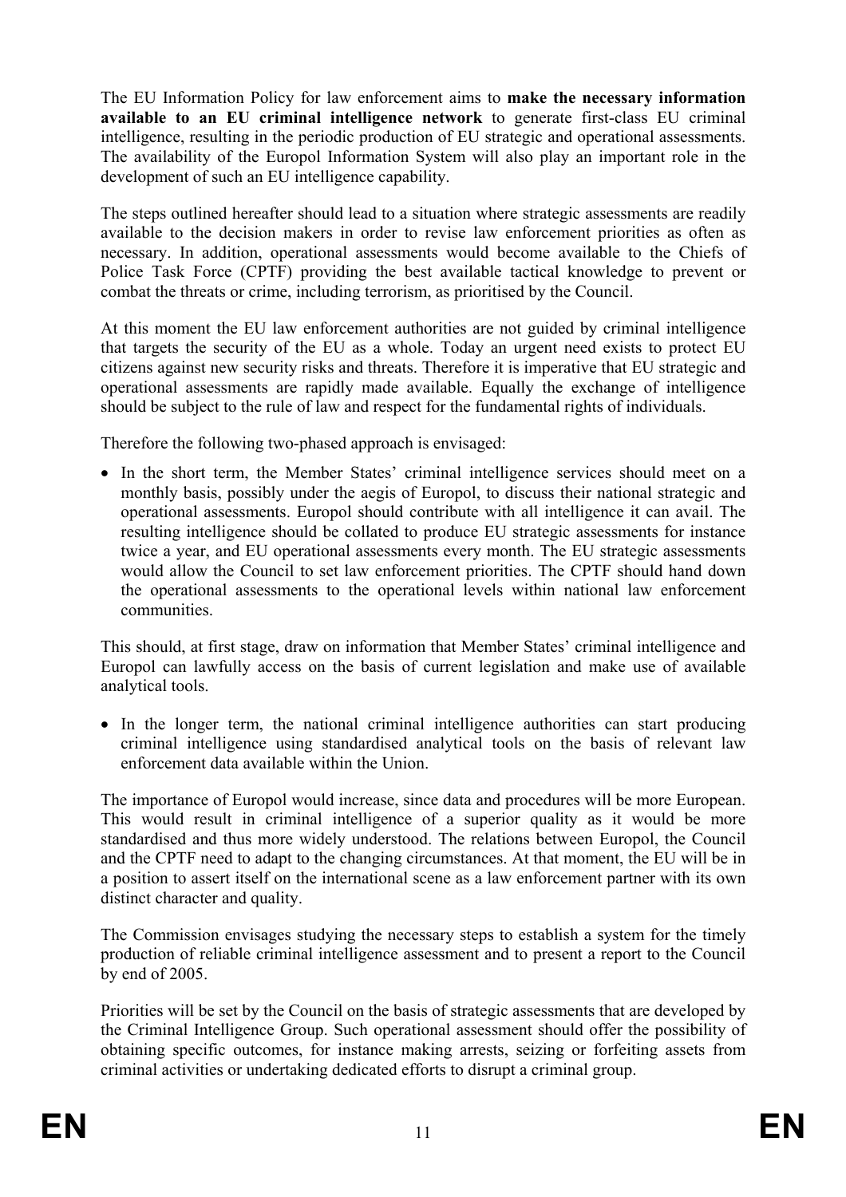The EU Information Policy for law enforcement aims to **make the necessary information available to an EU criminal intelligence network** to generate first-class EU criminal intelligence, resulting in the periodic production of EU strategic and operational assessments. The availability of the Europol Information System will also play an important role in the development of such an EU intelligence capability.

The steps outlined hereafter should lead to a situation where strategic assessments are readily available to the decision makers in order to revise law enforcement priorities as often as necessary. In addition, operational assessments would become available to the Chiefs of Police Task Force (CPTF) providing the best available tactical knowledge to prevent or combat the threats or crime, including terrorism, as prioritised by the Council.

At this moment the EU law enforcement authorities are not guided by criminal intelligence that targets the security of the EU as a whole. Today an urgent need exists to protect EU citizens against new security risks and threats. Therefore it is imperative that EU strategic and operational assessments are rapidly made available. Equally the exchange of intelligence should be subject to the rule of law and respect for the fundamental rights of individuals.

Therefore the following two-phased approach is envisaged:

- In the short term, the Member States' criminal intelligence services should meet on a monthly basis, possibly under the aegis of Europol, to discuss their national strategic and operational assessments. Europol should contribute with all intelligence it can avail. The resulting intelligence should be collated to produce EU strategic assessments for instance twice a year, and EU operational assessments every month. The EU strategic assessments would allow the Council to set law enforcement priorities. The CPTF should hand down the operational assessments to the operational levels within national law enforcement communities.

This should, at first stage, draw on information that Member States' criminal intelligence and Europol can lawfully access on the basis of current legislation and make use of available analytical tools.

- In the longer term, the national criminal intelligence authorities can start producing criminal intelligence using standardised analytical tools on the basis of relevant law enforcement data available within the Union.

The importance of Europol would increase, since data and procedures will be more European. This would result in criminal intelligence of a superior quality as it would be more standardised and thus more widely understood. The relations between Europol, the Council and the CPTF need to adapt to the changing circumstances. At that moment, the EU will be in a position to assert itself on the international scene as a law enforcement partner with its own distinct character and quality.

The Commission envisages studying the necessary steps to establish a system for the timely production of reliable criminal intelligence assessment and to present a report to the Council by end of 2005.

Priorities will be set by the Council on the basis of strategic assessments that are developed by the Criminal Intelligence Group. Such operational assessment should offer the possibility of obtaining specific outcomes, for instance making arrests, seizing or forfeiting assets from criminal activities or undertaking dedicated efforts to disrupt a criminal group.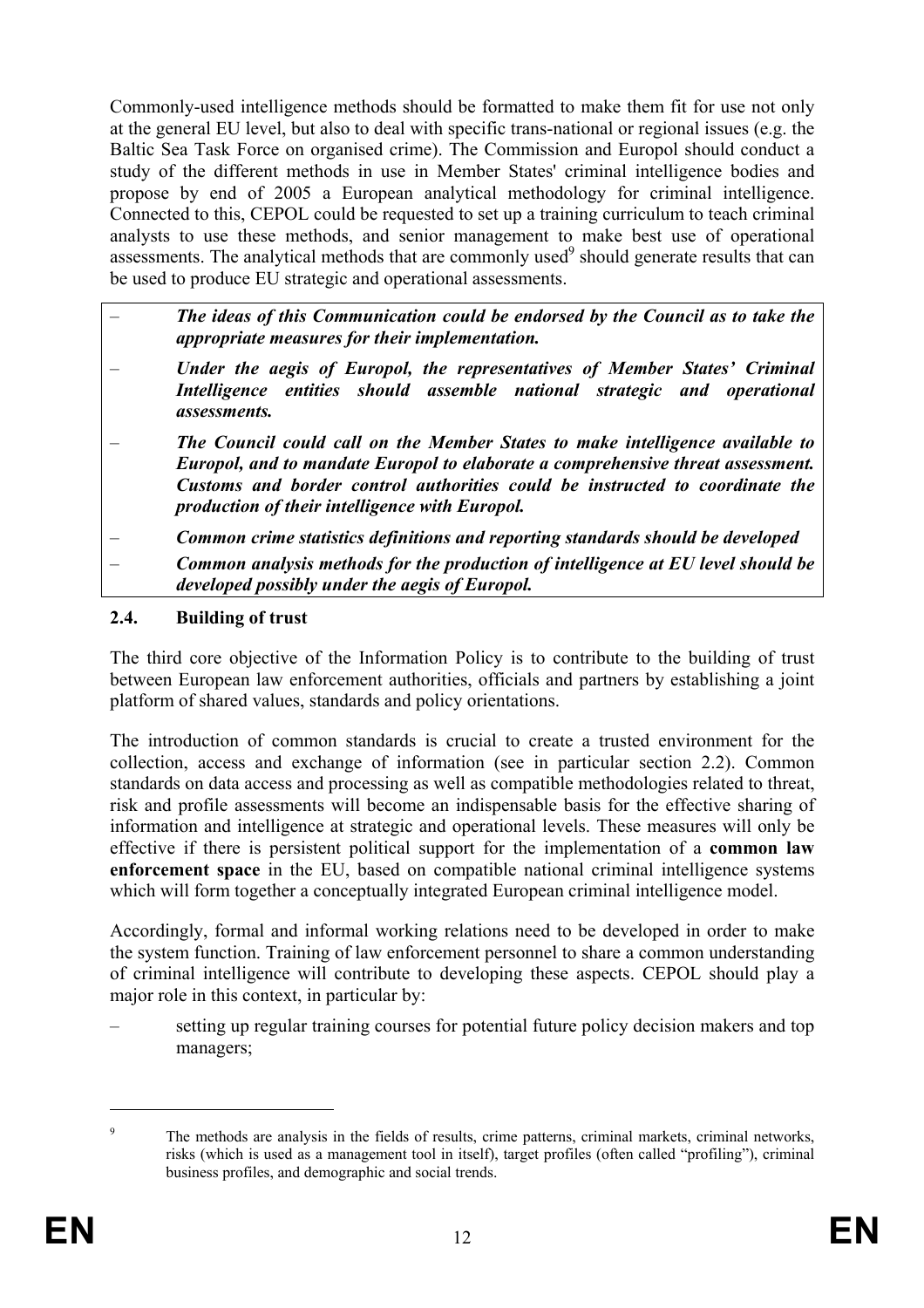Commonly-used intelligence methods should be formatted to make them fit for use not only at the general EU level, but also to deal with specific trans-national or regional issues (e.g. the Baltic Sea Task Force on organised crime). The Commission and Europol should conduct a study of the different methods in use in Member States' criminal intelligence bodies and propose by end of 2005 a European analytical methodology for criminal intelligence. Connected to this, CEPOL could be requested to set up a training curriculum to teach criminal analysts to use these methods, and senior management to make best use of operational assessments. The analytical methods that are commonly used[9] should generate results that can be used to produce EU strategic and operational assessments.

- ***The ideas of this Communication could be endorsed by the Council as to take the appropriate measures for their implementation.***
- ***Under the aegis of Europol, the representatives of Member States' Criminal Intelligence entities should assemble national strategic and operational assessments.***
- ***The Council could call on the Member States to make intelligence available to Europol, and to mandate Europol to elaborate a comprehensive threat assessment. Customs and border control authorities could be instructed to coordinate the production of their intelligence with Europol.***
- ***Common crime statistics definitions and reporting standards should be developed***
- ***Common analysis methods for the production of intelligence at EU level should be developed possibly under the aegis of Europol.***

### 2.4. Building of trust

The third core objective of the Information Policy is to contribute to the building of trust between European law enforcement authorities, officials and partners by establishing a joint platform of shared values, standards and policy orientations.

The introduction of common standards is crucial to create a trusted environment for the collection, access and exchange of information (see in particular section 2.2). Common standards on data access and processing as well as compatible methodologies related to threat, risk and profile assessments will become an indispensable basis for the effective sharing of information and intelligence at strategic and operational levels. These measures will only be effective if there is persistent political support for the implementation of a **common law enforcement space** in the EU, based on compatible national criminal intelligence systems which will form together a conceptually integrated European criminal intelligence model.

Accordingly, formal and informal working relations need to be developed in order to make the system function. Training of law enforcement personnel to share a common understanding of criminal intelligence will contribute to developing these aspects. CEPOL should play a major role in this context, in particular by:

- setting up regular training courses for potential future policy decision makers and top managers;

---

[9] The methods are analysis in the fields of results, crime patterns, criminal markets, criminal networks, risks (which is used as a management tool in itself), target profiles (often called "profiling"), criminal business profiles, and demographic and social trends.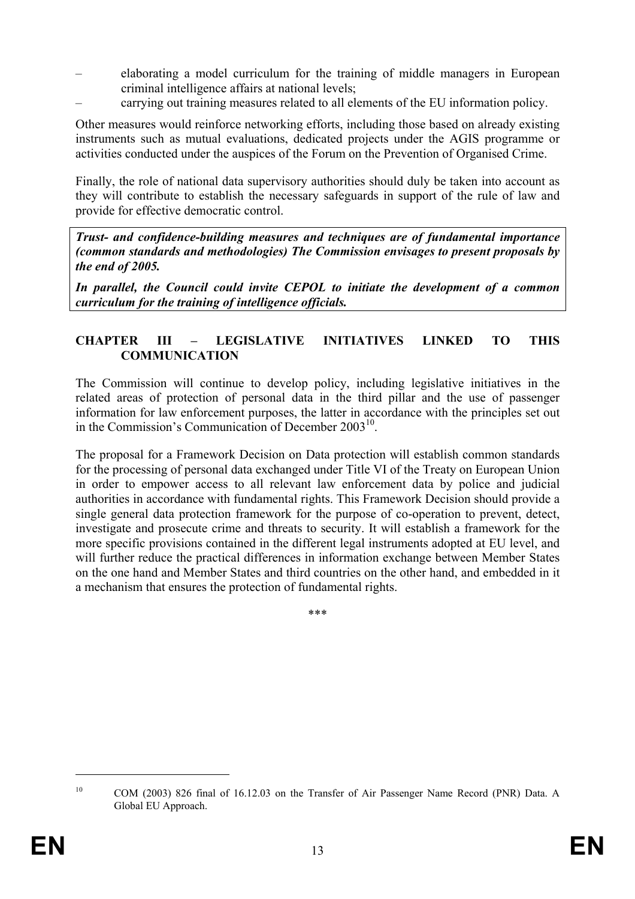- elaborating a model curriculum for the training of middle managers in European criminal intelligence affairs at national levels;
- carrying out training measures related to all elements of the EU information policy.

Other measures would reinforce networking efforts, including those based on already existing instruments such as mutual evaluations, dedicated projects under the AGIS programme or activities conducted under the auspices of the Forum on the Prevention of Organised Crime.

Finally, the role of national data supervisory authorities should duly be taken into account as they will contribute to establish the necessary safeguards in support of the rule of law and provide for effective democratic control.

***Trust- and confidence-building measures and techniques are of fundamental importance (common standards and methodologies) The Commission envisages to present proposals by the end of 2005.***

***In parallel, the Council could invite CEPOL to initiate the development of a common curriculum for the training of intelligence officials.***

## CHAPTER III – LEGISLATIVE INITIATIVES LINKED TO THIS COMMUNICATION

The Commission will continue to develop policy, including legislative initiatives in the related areas of protection of personal data in the third pillar and the use of passenger information for law enforcement purposes, the latter in accordance with the principles set out in the Commission's Communication of December 2003[10].

The proposal for a Framework Decision on Data protection will establish common standards for the processing of personal data exchanged under Title VI of the Treaty on European Union in order to empower access to all relevant law enforcement data by police and judicial authorities in accordance with fundamental rights. This Framework Decision should provide a single general data protection framework for the purpose of co-operation to prevent, detect, investigate and prosecute crime and threats to security. It will establish a framework for the more specific provisions contained in the different legal instruments adopted at EU level, and will further reduce the practical differences in information exchange between Member States on the one hand and Member States and third countries on the other hand, and embedded in it a mechanism that ensures the protection of fundamental rights.

\*\*\*

[10] COM (2003) 826 final of 16.12.03 on the Transfer of Air Passenger Name Record (PNR) Data. A Global EU Approach.